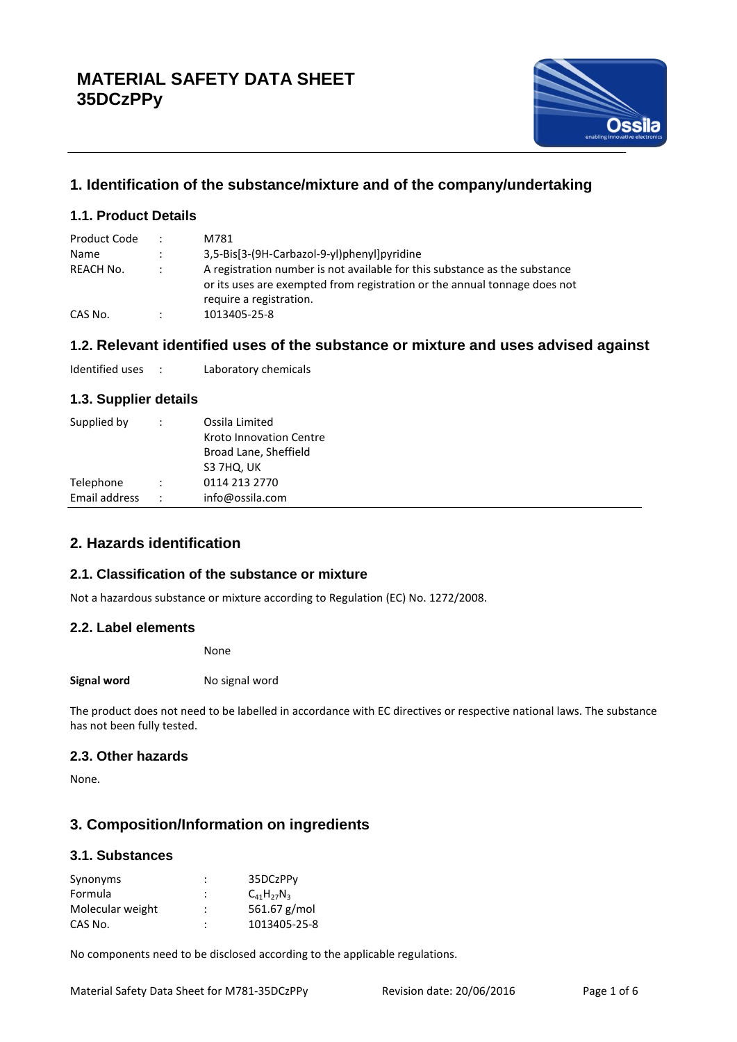# MATERIAL SAFETY DATA SHEET
# 35DCzPPy

## 1. Identification of the substance/mixture and of the company/undertaking

### 1.1. Product Details

| | | |
|---|---|---|
| Product Code | : | M781 |
| Name | : | 3,5-Bis[3-(9H-Carbazol-9-yl)phenyl]pyridine |
| REACH No. | : | A registration number is not available for this substance as the substance or its uses are exempted from registration or the annual tonnage does not require a registration. |
| CAS No. | : | 1013405-25-8 |

### 1.2. Relevant identified uses of the substance or mixture and uses advised against

Identified uses : Laboratory chemicals

### 1.3. Supplier details

| | | |
|---|---|---|
| Supplied by | : | Ossila Limited<br>Kroto Innovation Centre<br>Broad Lane, Sheffield<br>S3 7HQ, UK |
| Telephone | : | 0114 213 2770 |
| Email address | : | info@ossila.com |

## 2. Hazards identification

### 2.1. Classification of the substance or mixture

Not a hazardous substance or mixture according to Regulation (EC) No. 1272/2008.

### 2.2. Label elements

None

**Signal word** No signal word

The product does not need to be labelled in accordance with EC directives or respective national laws. The substance has not been fully tested.

### 2.3. Other hazards

None.

## 3. Composition/Information on ingredients

### 3.1. Substances

| | | |
|---|---|---|
| Synonyms | : | 35DCzPPy |
| Formula | : | $C_{41}H_{27}N_3$ |
| Molecular weight | : | 561.67 g/mol |
| CAS No. | : | 1013405-25-8 |

No components need to be disclosed according to the applicable regulations.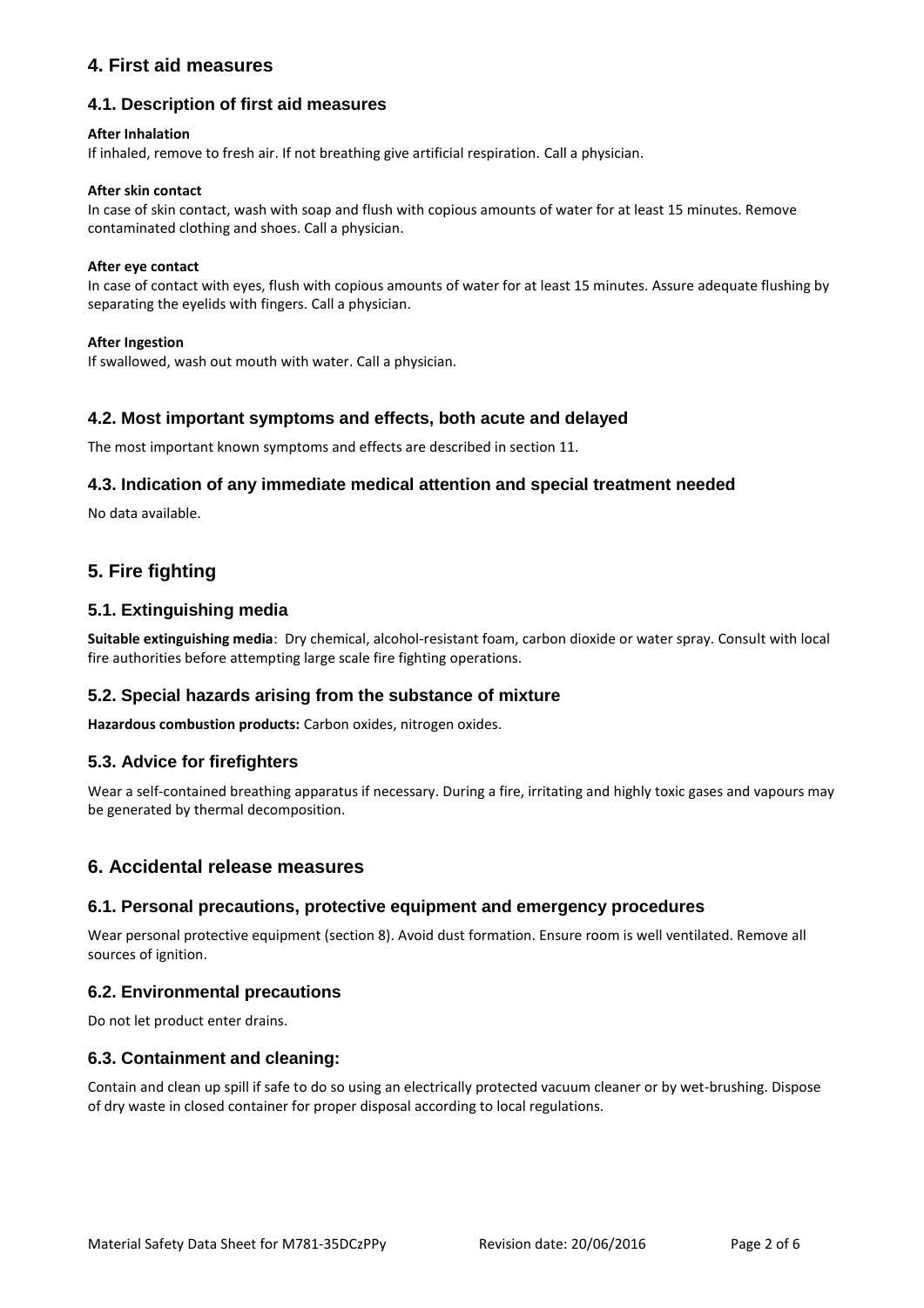# 4. First aid measures

## 4.1. Description of first aid measures

**After Inhalation**

If inhaled, remove to fresh air. If not breathing give artificial respiration. Call a physician.

**After skin contact**

In case of skin contact, wash with soap and flush with copious amounts of water for at least 15 minutes. Remove contaminated clothing and shoes. Call a physician.

**After eye contact**

In case of contact with eyes, flush with copious amounts of water for at least 15 minutes. Assure adequate flushing by separating the eyelids with fingers. Call a physician.

**After Ingestion**

If swallowed, wash out mouth with water. Call a physician.

## 4.2. Most important symptoms and effects, both acute and delayed

The most important known symptoms and effects are described in section 11.

## 4.3. Indication of any immediate medical attention and special treatment needed

No data available.

# 5. Fire fighting

## 5.1. Extinguishing media

**Suitable extinguishing media**: Dry chemical, alcohol-resistant foam, carbon dioxide or water spray. Consult with local fire authorities before attempting large scale fire fighting operations.

## 5.2. Special hazards arising from the substance of mixture

**Hazardous combustion products:** Carbon oxides, nitrogen oxides.

## 5.3. Advice for firefighters

Wear a self-contained breathing apparatus if necessary. During a fire, irritating and highly toxic gases and vapours may be generated by thermal decomposition.

# 6. Accidental release measures

## 6.1. Personal precautions, protective equipment and emergency procedures

Wear personal protective equipment (section 8). Avoid dust formation. Ensure room is well ventilated. Remove all sources of ignition.

## 6.2. Environmental precautions

Do not let product enter drains.

## 6.3. Containment and cleaning:

Contain and clean up spill if safe to do so using an electrically protected vacuum cleaner or by wet-brushing. Dispose of dry waste in closed container for proper disposal according to local regulations.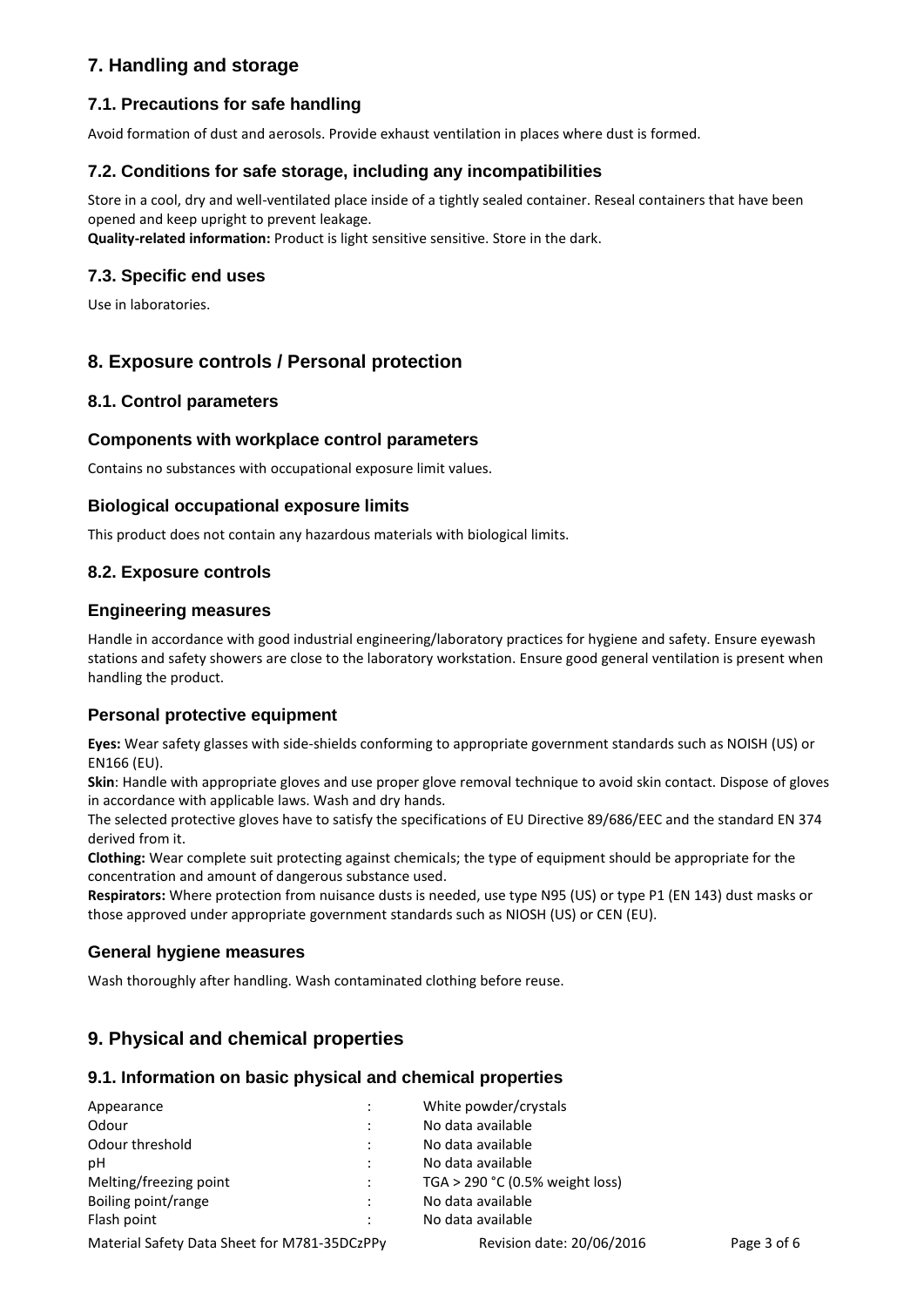## 7. Handling and storage

### 7.1. Precautions for safe handling

Avoid formation of dust and aerosols. Provide exhaust ventilation in places where dust is formed.

### 7.2. Conditions for safe storage, including any incompatibilities

Store in a cool, dry and well-ventilated place inside of a tightly sealed container. Reseal containers that have been opened and keep upright to prevent leakage.
**Quality-related information:** Product is light sensitive sensitive. Store in the dark.

### 7.3. Specific end uses

Use in laboratories.

## 8. Exposure controls / Personal protection

### 8.1. Control parameters

### Components with workplace control parameters

Contains no substances with occupational exposure limit values.

### Biological occupational exposure limits

This product does not contain any hazardous materials with biological limits.

### 8.2. Exposure controls

### Engineering measures

Handle in accordance with good industrial engineering/laboratory practices for hygiene and safety. Ensure eyewash stations and safety showers are close to the laboratory workstation. Ensure good general ventilation is present when handling the product.

### Personal protective equipment

**Eyes:** Wear safety glasses with side-shields conforming to appropriate government standards such as NOISH (US) or EN166 (EU).
**Skin**: Handle with appropriate gloves and use proper glove removal technique to avoid skin contact. Dispose of gloves in accordance with applicable laws. Wash and dry hands.
The selected protective gloves have to satisfy the specifications of EU Directive 89/686/EEC and the standard EN 374 derived from it.
**Clothing:** Wear complete suit protecting against chemicals; the type of equipment should be appropriate for the concentration and amount of dangerous substance used.
**Respirators:** Where protection from nuisance dusts is needed, use type N95 (US) or type P1 (EN 143) dust masks or those approved under appropriate government standards such as NIOSH (US) or CEN (EU).

### General hygiene measures

Wash thoroughly after handling. Wash contaminated clothing before reuse.

## 9. Physical and chemical properties

### 9.1. Information on basic physical and chemical properties

| | | |
|---|---|---|
| Appearance | : | White powder/crystals |
| Odour | : | No data available |
| Odour threshold | : | No data available |
| pH | : | No data available |
| Melting/freezing point | : | TGA > 290 °C (0.5% weight loss) |
| Boiling point/range | : | No data available |
| Flash point | : | No data available |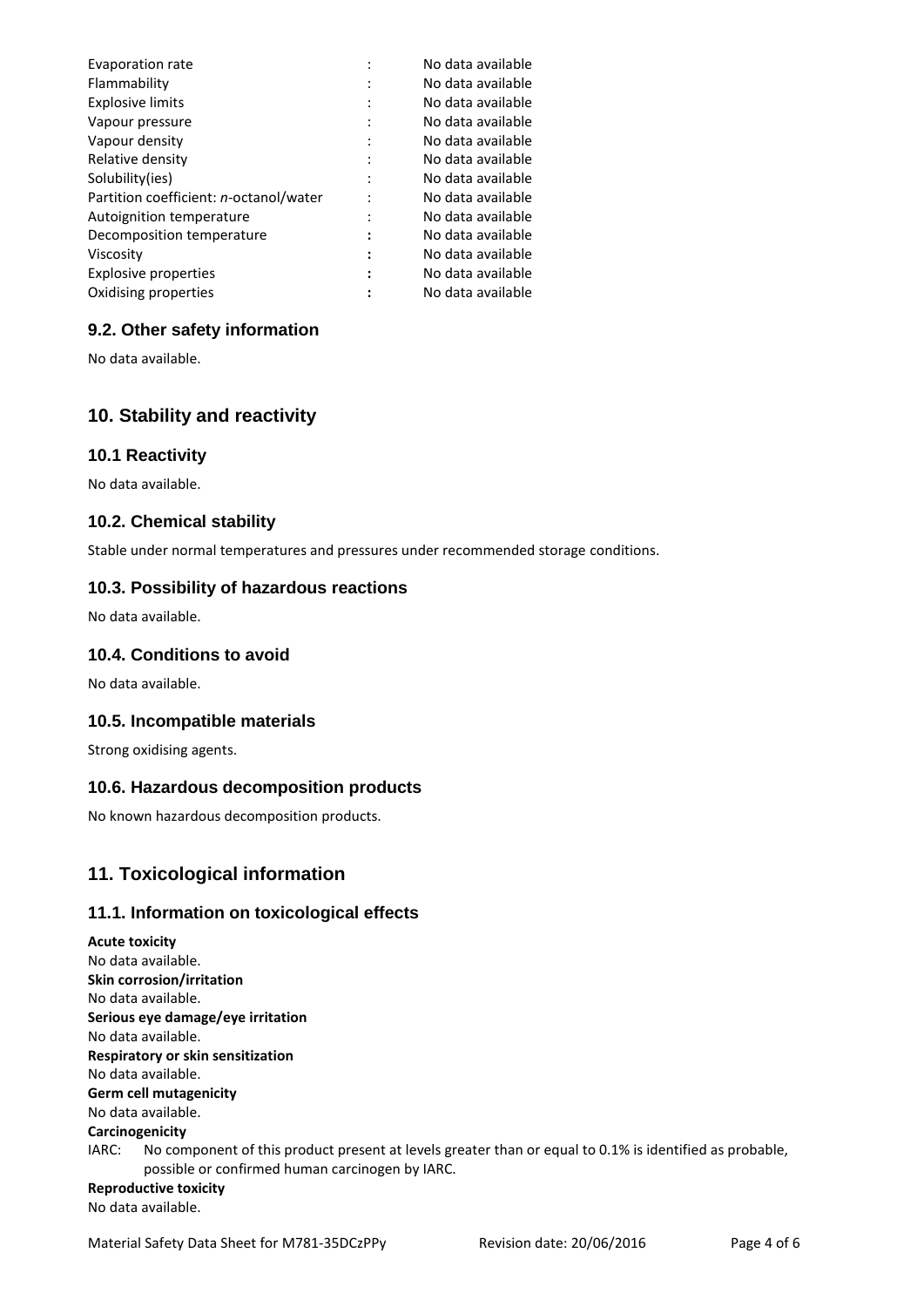| Property | | Value |
|---|---|---|
| Evaporation rate | : | No data available |
| Flammability | : | No data available |
| Explosive limits | : | No data available |
| Vapour pressure | : | No data available |
| Vapour density | : | No data available |
| Relative density | : | No data available |
| Solubility(ies) | : | No data available |
| Partition coefficient: *n*-octanol/water | : | No data available |
| Autoignition temperature | : | No data available |
| Decomposition temperature | : | No data available |
| Viscosity | : | No data available |
| Explosive properties | : | No data available |
| Oxidising properties | : | No data available |

### 9.2. Other safety information

No data available.

## 10. Stability and reactivity

### 10.1 Reactivity

No data available.

### 10.2. Chemical stability

Stable under normal temperatures and pressures under recommended storage conditions.

### 10.3. Possibility of hazardous reactions

No data available.

### 10.4. Conditions to avoid

No data available.

### 10.5. Incompatible materials

Strong oxidising agents.

### 10.6. Hazardous decomposition products

No known hazardous decomposition products.

## 11. Toxicological information

### 11.1. Information on toxicological effects

**Acute toxicity**
No data available.
**Skin corrosion/irritation**
No data available.
**Serious eye damage/eye irritation**
No data available.
**Respiratory or skin sensitization**
No data available.
**Germ cell mutagenicity**
No data available.
**Carcinogenicity**
IARC: No component of this product present at levels greater than or equal to 0.1% is identified as probable, possible or confirmed human carcinogen by IARC.
**Reproductive toxicity**
No data available.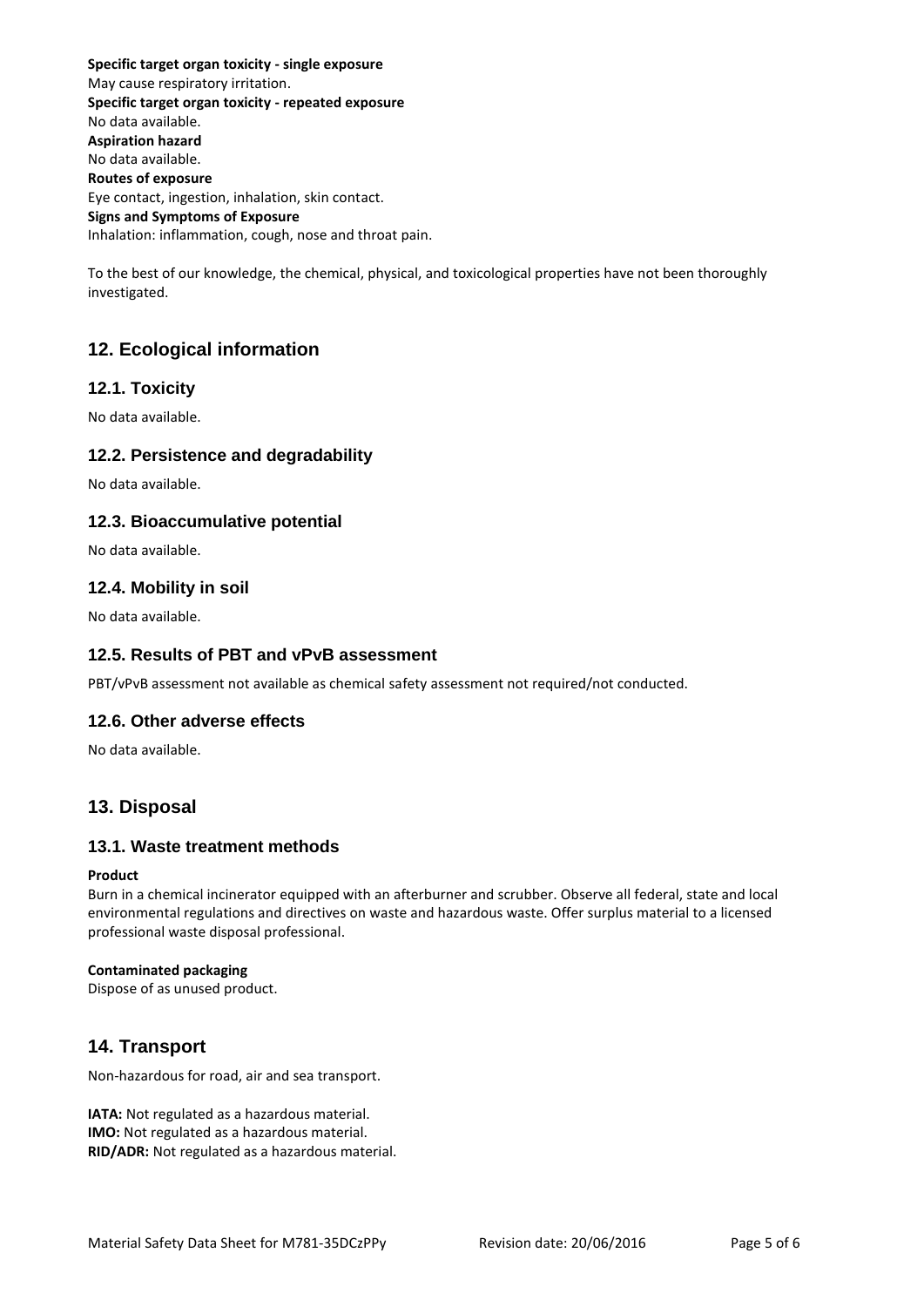**Specific target organ toxicity - single exposure**
May cause respiratory irritation.
**Specific target organ toxicity - repeated exposure**
No data available.
**Aspiration hazard**
No data available.
**Routes of exposure**
Eye contact, ingestion, inhalation, skin contact.
**Signs and Symptoms of Exposure**
Inhalation: inflammation, cough, nose and throat pain.

To the best of our knowledge, the chemical, physical, and toxicological properties have not been thoroughly investigated.

## 12. Ecological information

### 12.1. Toxicity

No data available.

### 12.2. Persistence and degradability

No data available.

### 12.3. Bioaccumulative potential

No data available.

### 12.4. Mobility in soil

No data available.

### 12.5. Results of PBT and vPvB assessment

PBT/vPvB assessment not available as chemical safety assessment not required/not conducted.

### 12.6. Other adverse effects

No data available.

## 13. Disposal

### 13.1. Waste treatment methods

**Product**
Burn in a chemical incinerator equipped with an afterburner and scrubber. Observe all federal, state and local environmental regulations and directives on waste and hazardous waste. Offer surplus material to a licensed professional waste disposal professional.

**Contaminated packaging**
Dispose of as unused product.

## 14. Transport

Non-hazardous for road, air and sea transport.

**IATA:** Not regulated as a hazardous material.
**IMO:** Not regulated as a hazardous material.
**RID/ADR:** Not regulated as a hazardous material.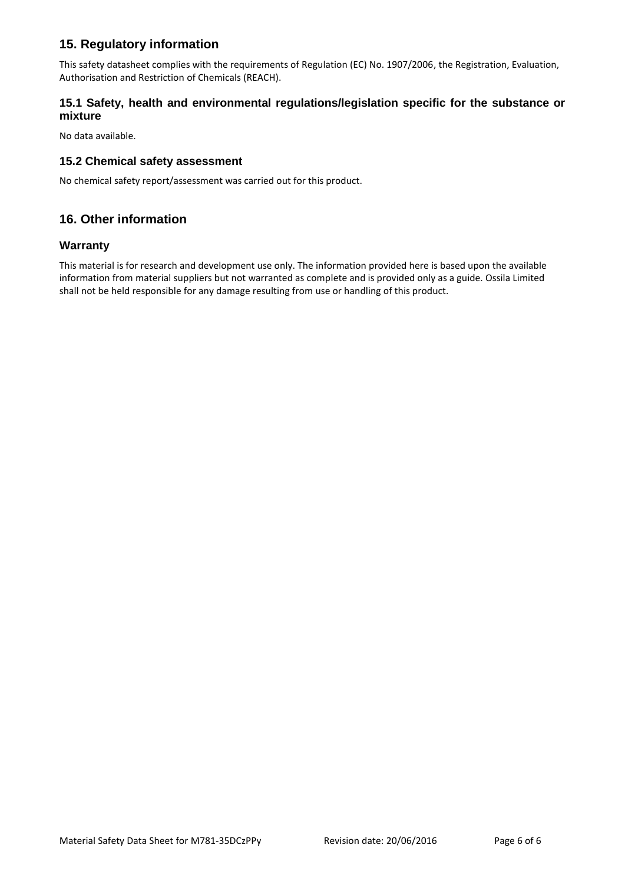## 15. Regulatory information

This safety datasheet complies with the requirements of Regulation (EC) No. 1907/2006, the Registration, Evaluation, Authorisation and Restriction of Chemicals (REACH).

### 15.1 Safety, health and environmental regulations/legislation specific for the substance or mixture

No data available.

### 15.2 Chemical safety assessment

No chemical safety report/assessment was carried out for this product.

## 16. Other information

### Warranty

This material is for research and development use only. The information provided here is based upon the available information from material suppliers but not warranted as complete and is provided only as a guide. Ossila Limited shall not be held responsible for any damage resulting from use or handling of this product.